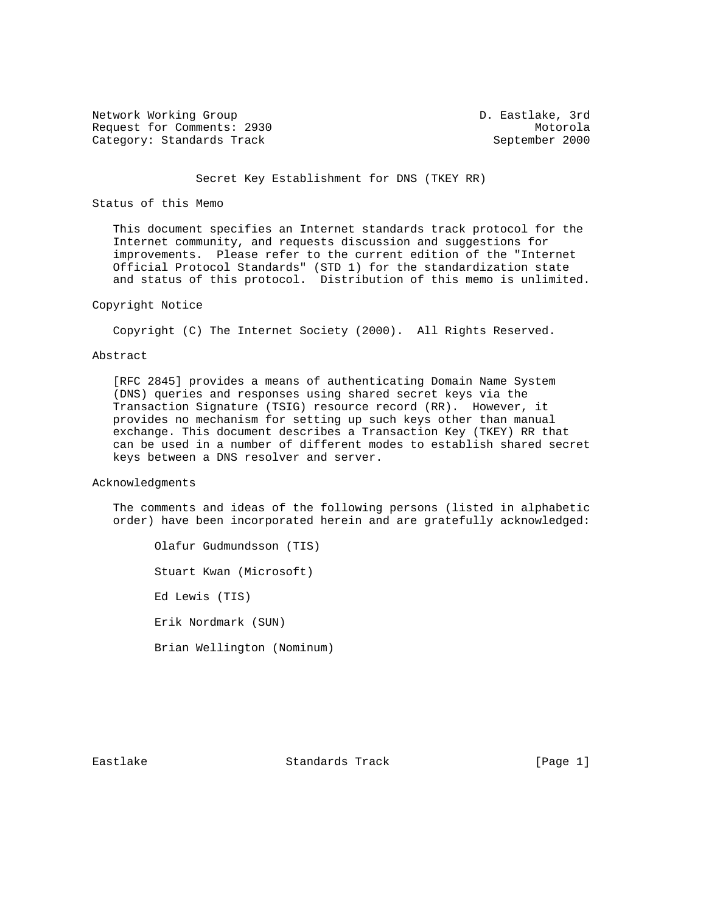Network Working Group D. Eastlake, 3rd
Request for Comments: 2930 Motorola
Category: Standards Track September 2000

# Secret Key Establishment for DNS (TKEY RR)

## Status of this Memo

This document specifies an Internet standards track protocol for the Internet community, and requests discussion and suggestions for improvements. Please refer to the current edition of the "Internet Official Protocol Standards" (STD 1) for the standardization state and status of this protocol. Distribution of this memo is unlimited.

## Copyright Notice

Copyright (C) The Internet Society (2000). All Rights Reserved.

## Abstract

[RFC 2845] provides a means of authenticating Domain Name System (DNS) queries and responses using shared secret keys via the Transaction Signature (TSIG) resource record (RR). However, it provides no mechanism for setting up such keys other than manual exchange. This document describes a Transaction Key (TKEY) RR that can be used in a number of different modes to establish shared secret keys between a DNS resolver and server.

## Acknowledgments

The comments and ideas of the following persons (listed in alphabetic order) have been incorporated herein and are gratefully acknowledged:

Olafur Gudmundsson (TIS)

Stuart Kwan (Microsoft)

Ed Lewis (TIS)

Erik Nordmark (SUN)

Brian Wellington (Nominum)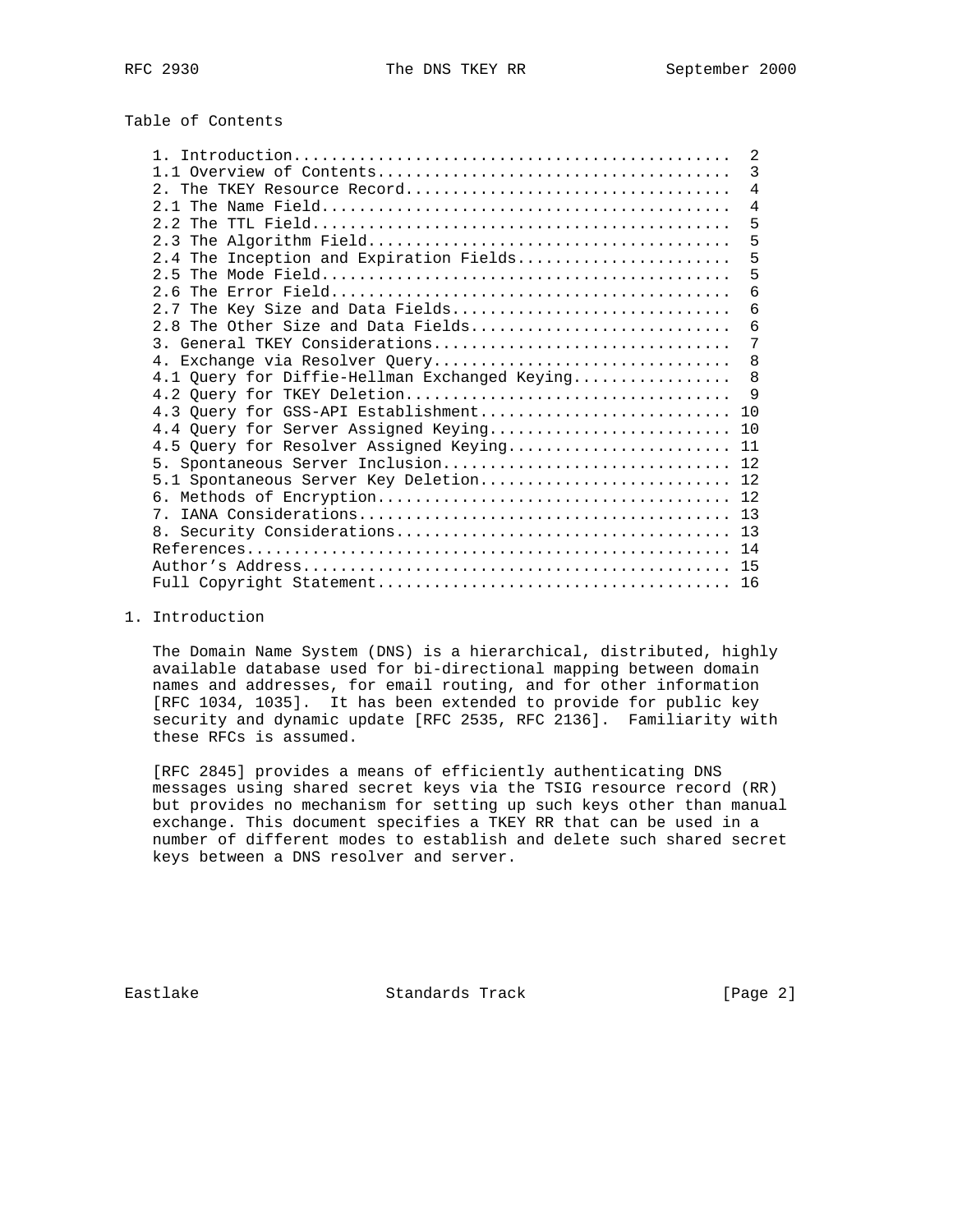## Table of Contents

```
   1. Introduction...............................................  2
   1.1 Overview of Contents......................................  3
   2. The TKEY Resource Record...................................  4
   2.1 The Name Field............................................  4
   2.2 The TTL Field.............................................  5
   2.3 The Algorithm Field.......................................  5
   2.4 The Inception and Expiration Fields.......................  5
   2.5 The Mode Field............................................  5
   2.6 The Error Field...........................................  6
   2.7 The Key Size and Data Fields..............................  6
   2.8 The Other Size and Data Fields............................  6
   3. General TKEY Considerations................................  7
   4. Exchange via Resolver Query................................  8
   4.1 Query for Diffie-Hellman Exchanged Keying.................  8
   4.2 Query for TKEY Deletion...................................  9
   4.3 Query for GSS-API Establishment........................... 10
   4.4 Query for Server Assigned Keying.......................... 10
   4.5 Query for Resolver Assigned Keying........................ 11
   5. Spontaneous Server Inclusion............................... 12
   5.1 Spontaneous Server Key Deletion........................... 12
   6. Methods of Encryption...................................... 12
   7. IANA Considerations........................................ 13
   8. Security Considerations.................................... 13
   References.................................................... 14
   Author's Address.............................................. 15
   Full Copyright Statement...................................... 16
```

## 1. Introduction

The Domain Name System (DNS) is a hierarchical, distributed, highly available database used for bi-directional mapping between domain names and addresses, for email routing, and for other information [RFC 1034, 1035]. It has been extended to provide for public key security and dynamic update [RFC 2535, RFC 2136]. Familiarity with these RFCs is assumed.

[RFC 2845] provides a means of efficiently authenticating DNS messages using shared secret keys via the TSIG resource record (RR) but provides no mechanism for setting up such keys other than manual exchange. This document specifies a TKEY RR that can be used in a number of different modes to establish and delete such shared secret keys between a DNS resolver and server.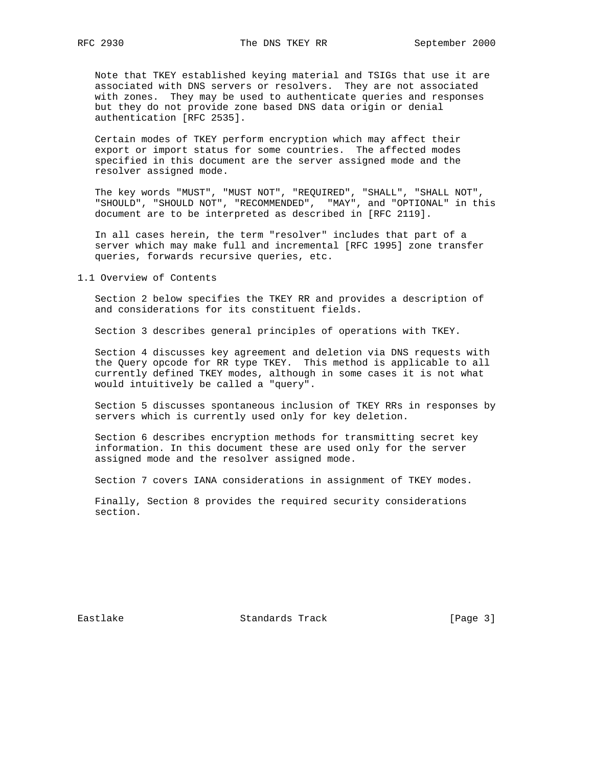Note that TKEY established keying material and TSIGs that use it are associated with DNS servers or resolvers. They are not associated with zones. They may be used to authenticate queries and responses but they do not provide zone based DNS data origin or denial authentication [RFC 2535].

Certain modes of TKEY perform encryption which may affect their export or import status for some countries. The affected modes specified in this document are the server assigned mode and the resolver assigned mode.

The key words "MUST", "MUST NOT", "REQUIRED", "SHALL", "SHALL NOT", "SHOULD", "SHOULD NOT", "RECOMMENDED", "MAY", and "OPTIONAL" in this document are to be interpreted as described in [RFC 2119].

In all cases herein, the term "resolver" includes that part of a server which may make full and incremental [RFC 1995] zone transfer queries, forwards recursive queries, etc.

## 1.1 Overview of Contents

Section 2 below specifies the TKEY RR and provides a description of and considerations for its constituent fields.

Section 3 describes general principles of operations with TKEY.

Section 4 discusses key agreement and deletion via DNS requests with the Query opcode for RR type TKEY. This method is applicable to all currently defined TKEY modes, although in some cases it is not what would intuitively be called a "query".

Section 5 discusses spontaneous inclusion of TKEY RRs in responses by servers which is currently used only for key deletion.

Section 6 describes encryption methods for transmitting secret key information. In this document these are used only for the server assigned mode and the resolver assigned mode.

Section 7 covers IANA considerations in assignment of TKEY modes.

Finally, Section 8 provides the required security considerations section.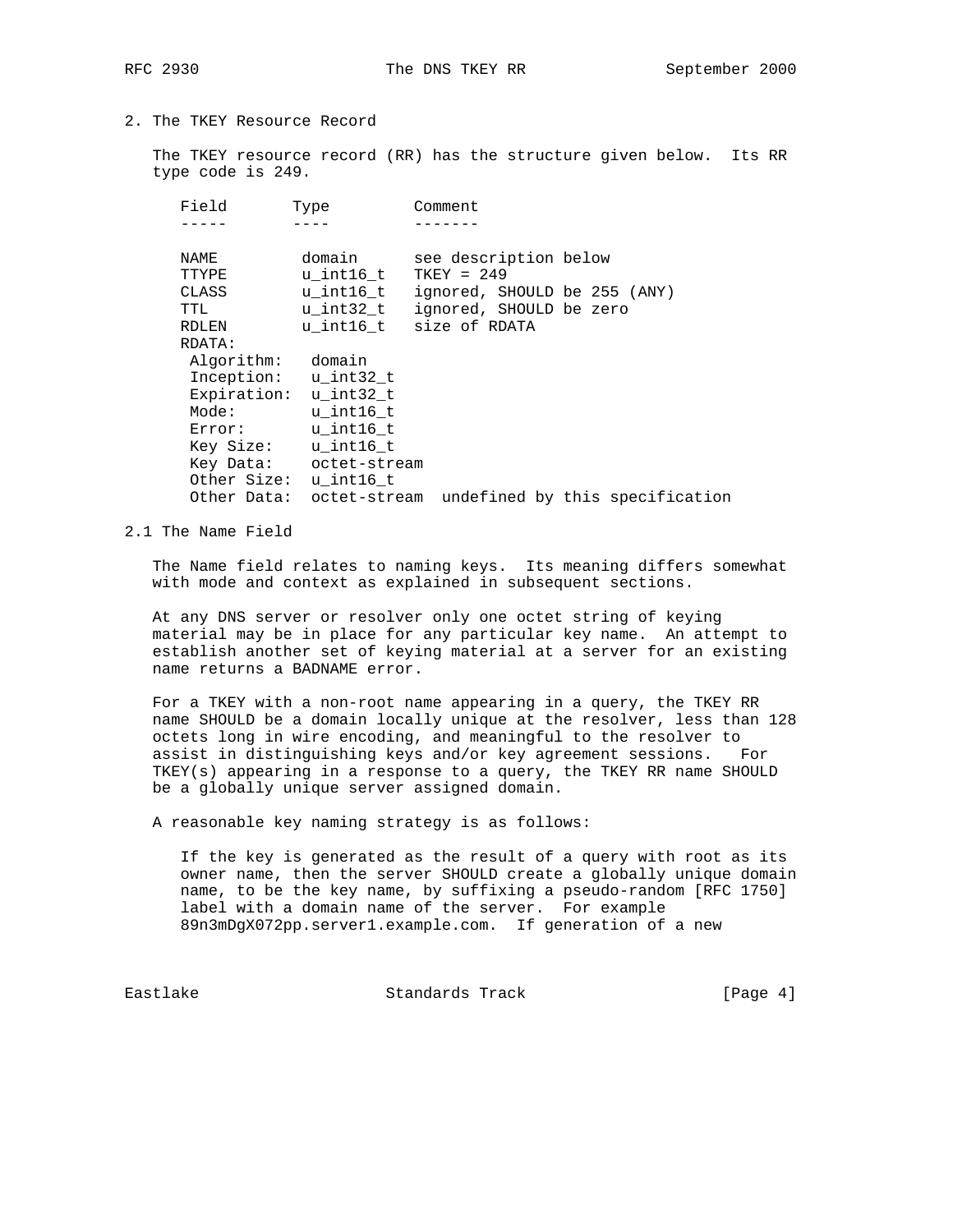## 2. The TKEY Resource Record

The TKEY resource record (RR) has the structure given below. Its RR type code is 249.

```
Field       Type         Comment
-----       ----         -------

NAME         domain      see description below
TTYPE        u_int16_t   TKEY = 249
CLASS        u_int16_t   ignored, SHOULD be 255 (ANY)
TTL          u_int32_t   ignored, SHOULD be zero
RDLEN        u_int16_t   size of RDATA
RDATA:
 Algorithm:   domain
 Inception:   u_int32_t
 Expiration:  u_int32_t
 Mode:        u_int16_t
 Error:       u_int16_t
 Key Size:    u_int16_t
 Key Data:    octet-stream
 Other Size:  u_int16_t
 Other Data:  octet-stream  undefined by this specification
```

### 2.1 The Name Field

The Name field relates to naming keys. Its meaning differs somewhat with mode and context as explained in subsequent sections.

At any DNS server or resolver only one octet string of keying material may be in place for any particular key name. An attempt to establish another set of keying material at a server for an existing name returns a BADNAME error.

For a TKEY with a non-root name appearing in a query, the TKEY RR name SHOULD be a domain locally unique at the resolver, less than 128 octets long in wire encoding, and meaningful to the resolver to assist in distinguishing keys and/or key agreement sessions. For TKEY(s) appearing in a response to a query, the TKEY RR name SHOULD be a globally unique server assigned domain.

A reasonable key naming strategy is as follows:

> If the key is generated as the result of a query with root as its owner name, then the server SHOULD create a globally unique domain name, to be the key name, by suffixing a pseudo-random [RFC 1750] label with a domain name of the server. For example 89n3mDgX072pp.server1.example.com. If generation of a new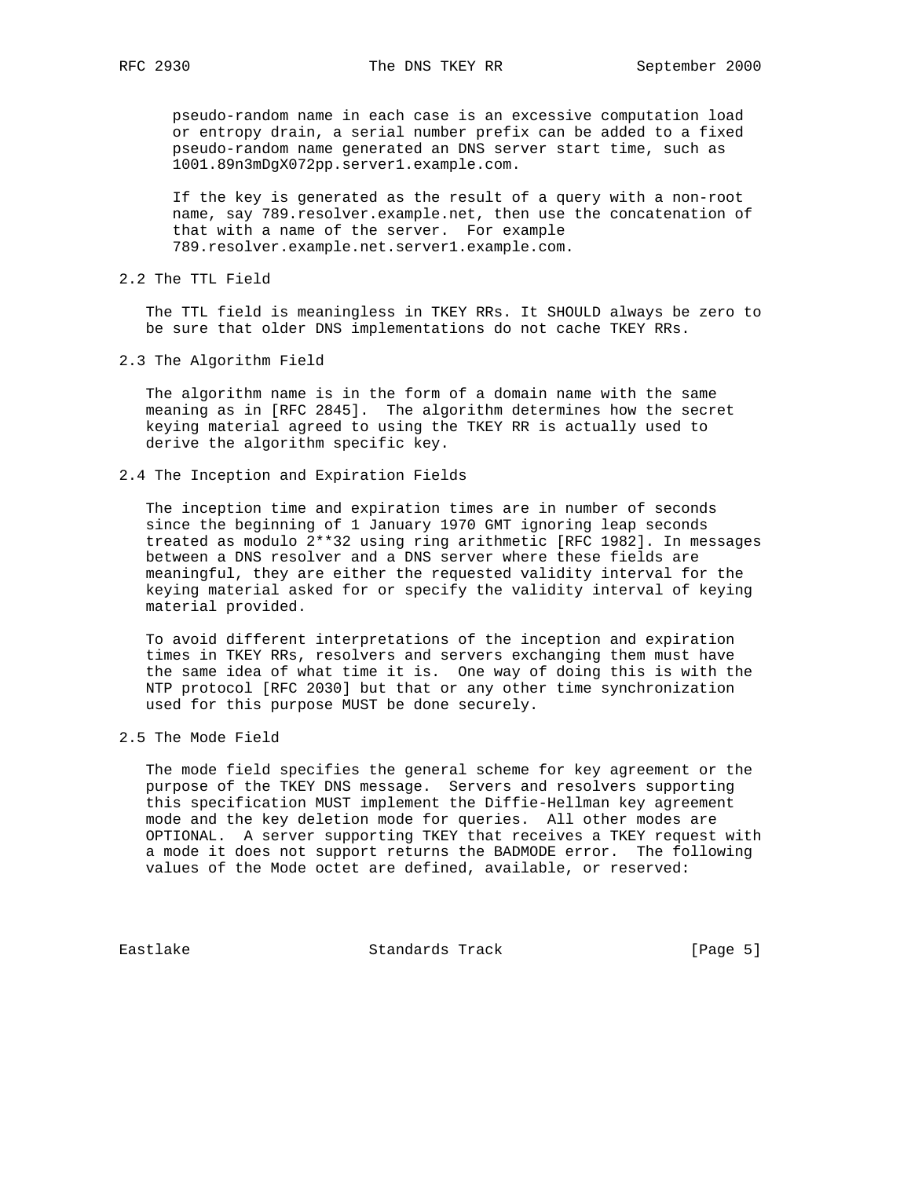pseudo-random name in each case is an excessive computation load or entropy drain, a serial number prefix can be added to a fixed pseudo-random name generated an DNS server start time, such as 1001.89n3mDgX072pp.server1.example.com.

If the key is generated as the result of a query with a non-root name, say 789.resolver.example.net, then use the concatenation of that with a name of the server. For example 789.resolver.example.net.server1.example.com.

## 2.2 The TTL Field

The TTL field is meaningless in TKEY RRs. It SHOULD always be zero to be sure that older DNS implementations do not cache TKEY RRs.

## 2.3 The Algorithm Field

The algorithm name is in the form of a domain name with the same meaning as in [RFC 2845]. The algorithm determines how the secret keying material agreed to using the TKEY RR is actually used to derive the algorithm specific key.

## 2.4 The Inception and Expiration Fields

The inception time and expiration times are in number of seconds since the beginning of 1 January 1970 GMT ignoring leap seconds treated as modulo 2**32 using ring arithmetic [RFC 1982]. In messages between a DNS resolver and a DNS server where these fields are meaningful, they are either the requested validity interval for the keying material asked for or specify the validity interval of keying material provided.

To avoid different interpretations of the inception and expiration times in TKEY RRs, resolvers and servers exchanging them must have the same idea of what time it is. One way of doing this is with the NTP protocol [RFC 2030] but that or any other time synchronization used for this purpose MUST be done securely.

## 2.5 The Mode Field

The mode field specifies the general scheme for key agreement or the purpose of the TKEY DNS message. Servers and resolvers supporting this specification MUST implement the Diffie-Hellman key agreement mode and the key deletion mode for queries. All other modes are OPTIONAL. A server supporting TKEY that receives a TKEY request with a mode it does not support returns the BADMODE error. The following values of the Mode octet are defined, available, or reserved: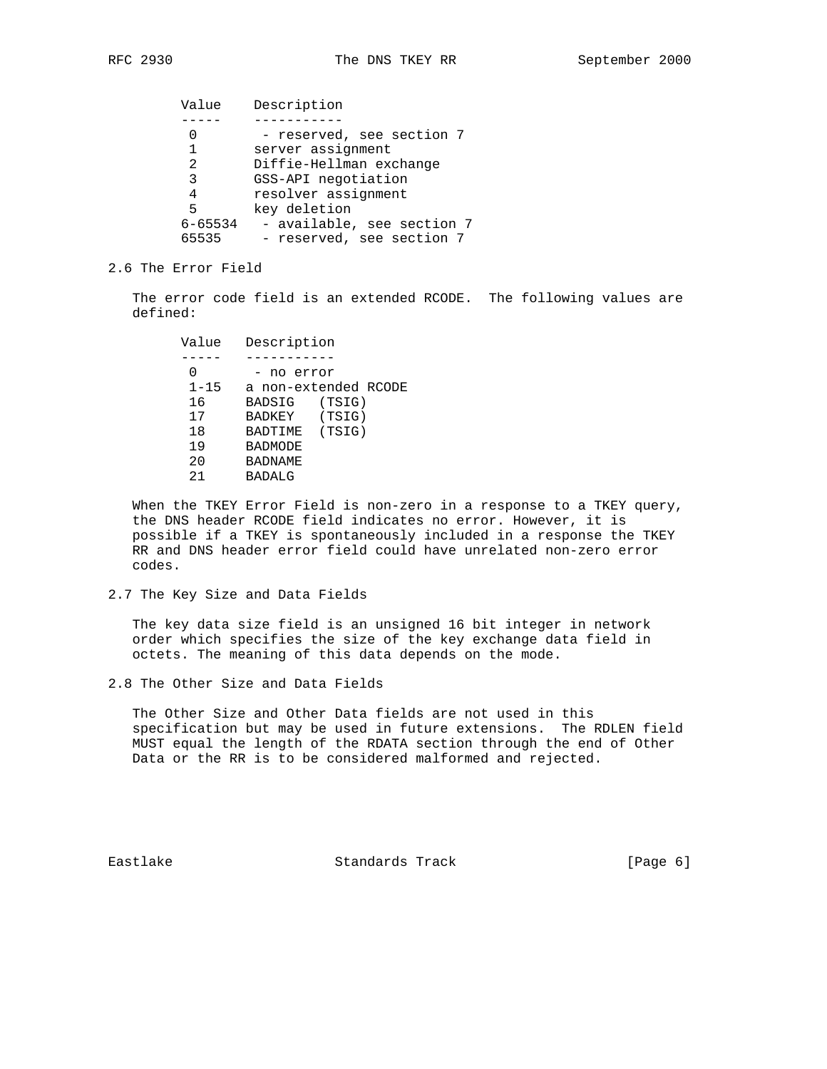| Value | Description |
|---|---|
| 0 | - reserved, see section 7 |
| 1 | server assignment |
| 2 | Diffie-Hellman exchange |
| 3 | GSS-API negotiation |
| 4 | resolver assignment |
| 5 | key deletion |
| 6-65534 | - available, see section 7 |
| 65535 | - reserved, see section 7 |

## 2.6 The Error Field

The error code field is an extended RCODE. The following values are defined:

| Value | Description |
|---|---|
| 0 | - no error |
| 1-15 | a non-extended RCODE |
| 16 | BADSIG (TSIG) |
| 17 | BADKEY (TSIG) |
| 18 | BADTIME (TSIG) |
| 19 | BADMODE |
| 20 | BADNAME |
| 21 | BADALG |

When the TKEY Error Field is non-zero in a response to a TKEY query, the DNS header RCODE field indicates no error. However, it is possible if a TKEY is spontaneously included in a response the TKEY RR and DNS header error field could have unrelated non-zero error codes.

## 2.7 The Key Size and Data Fields

The key data size field is an unsigned 16 bit integer in network order which specifies the size of the key exchange data field in octets. The meaning of this data depends on the mode.

## 2.8 The Other Size and Data Fields

The Other Size and Other Data fields are not used in this specification but may be used in future extensions. The RDLEN field MUST equal the length of the RDATA section through the end of Other Data or the RR is to be considered malformed and rejected.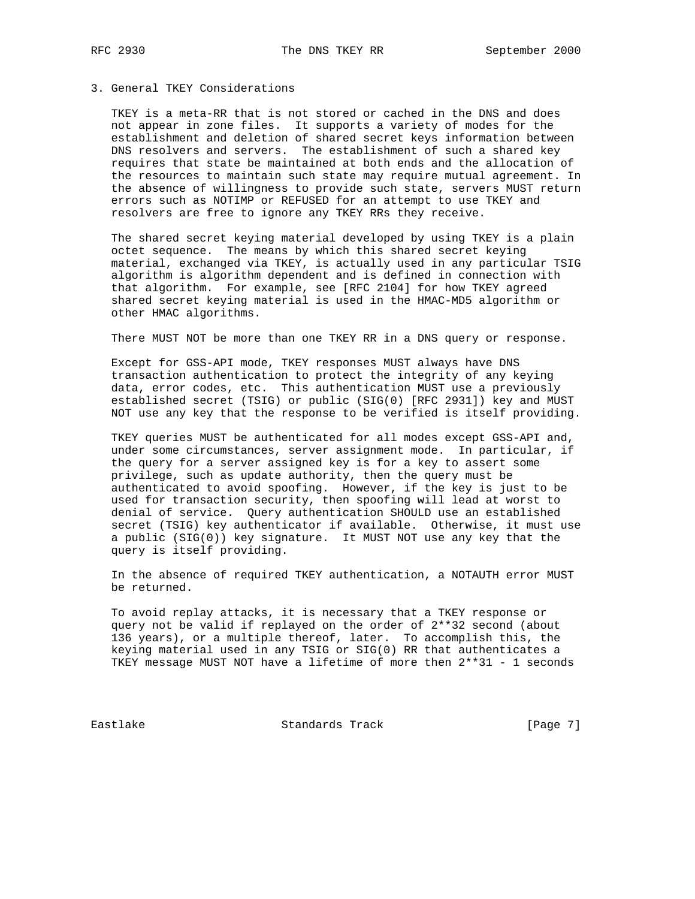## 3. General TKEY Considerations

TKEY is a meta-RR that is not stored or cached in the DNS and does not appear in zone files. It supports a variety of modes for the establishment and deletion of shared secret keys information between DNS resolvers and servers. The establishment of such a shared key requires that state be maintained at both ends and the allocation of the resources to maintain such state may require mutual agreement. In the absence of willingness to provide such state, servers MUST return errors such as NOTIMP or REFUSED for an attempt to use TKEY and resolvers are free to ignore any TKEY RRs they receive.

The shared secret keying material developed by using TKEY is a plain octet sequence. The means by which this shared secret keying material, exchanged via TKEY, is actually used in any particular TSIG algorithm is algorithm dependent and is defined in connection with that algorithm. For example, see [RFC 2104] for how TKEY agreed shared secret keying material is used in the HMAC-MD5 algorithm or other HMAC algorithms.

There MUST NOT be more than one TKEY RR in a DNS query or response.

Except for GSS-API mode, TKEY responses MUST always have DNS transaction authentication to protect the integrity of any keying data, error codes, etc. This authentication MUST use a previously established secret (TSIG) or public (SIG(0) [RFC 2931]) key and MUST NOT use any key that the response to be verified is itself providing.

TKEY queries MUST be authenticated for all modes except GSS-API and, under some circumstances, server assignment mode. In particular, if the query for a server assigned key is for a key to assert some privilege, such as update authority, then the query must be authenticated to avoid spoofing. However, if the key is just to be used for transaction security, then spoofing will lead at worst to denial of service. Query authentication SHOULD use an established secret (TSIG) key authenticator if available. Otherwise, it must use a public (SIG(0)) key signature. It MUST NOT use any key that the query is itself providing.

In the absence of required TKEY authentication, a NOTAUTH error MUST be returned.

To avoid replay attacks, it is necessary that a TKEY response or query not be valid if replayed on the order of 2**32 second (about 136 years), or a multiple thereof, later. To accomplish this, the keying material used in any TSIG or SIG(0) RR that authenticates a TKEY message MUST NOT have a lifetime of more then 2**31 - 1 seconds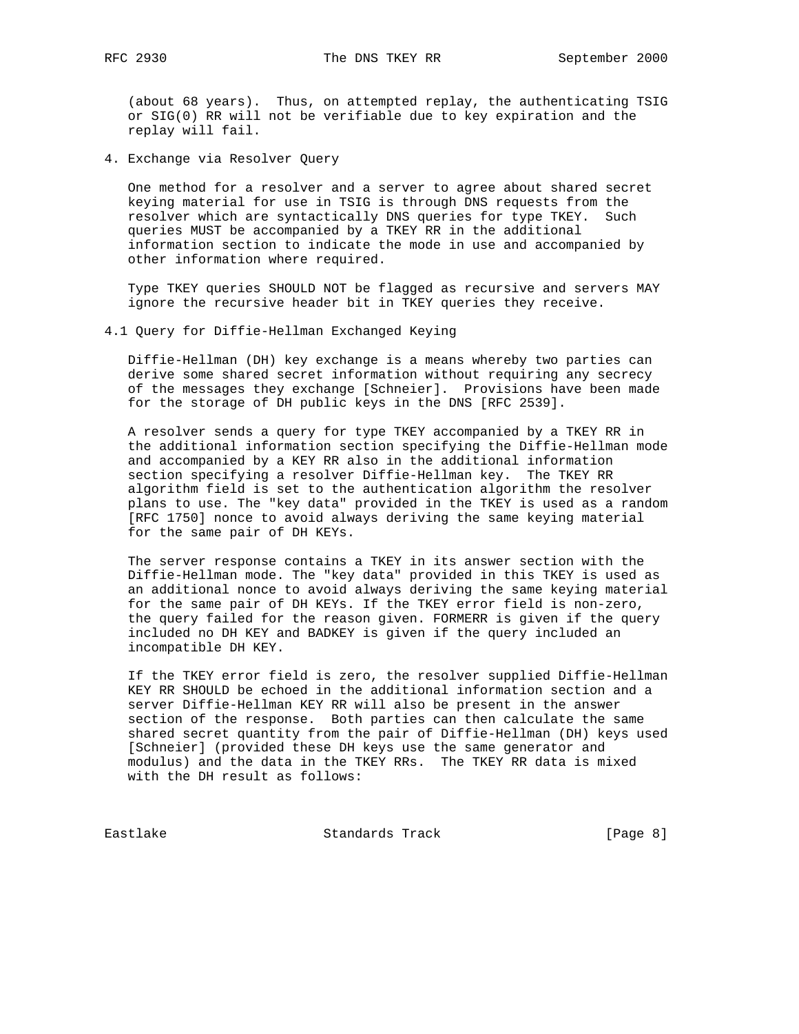(about 68 years). Thus, on attempted replay, the authenticating TSIG or SIG(0) RR will not be verifiable due to key expiration and the replay will fail.

## 4. Exchange via Resolver Query

One method for a resolver and a server to agree about shared secret keying material for use in TSIG is through DNS requests from the resolver which are syntactically DNS queries for type TKEY. Such queries MUST be accompanied by a TKEY RR in the additional information section to indicate the mode in use and accompanied by other information where required.

Type TKEY queries SHOULD NOT be flagged as recursive and servers MAY ignore the recursive header bit in TKEY queries they receive.

### 4.1 Query for Diffie-Hellman Exchanged Keying

Diffie-Hellman (DH) key exchange is a means whereby two parties can derive some shared secret information without requiring any secrecy of the messages they exchange [Schneier]. Provisions have been made for the storage of DH public keys in the DNS [RFC 2539].

A resolver sends a query for type TKEY accompanied by a TKEY RR in the additional information section specifying the Diffie-Hellman mode and accompanied by a KEY RR also in the additional information section specifying a resolver Diffie-Hellman key. The TKEY RR algorithm field is set to the authentication algorithm the resolver plans to use. The "key data" provided in the TKEY is used as a random [RFC 1750] nonce to avoid always deriving the same keying material for the same pair of DH KEYs.

The server response contains a TKEY in its answer section with the Diffie-Hellman mode. The "key data" provided in this TKEY is used as an additional nonce to avoid always deriving the same keying material for the same pair of DH KEYs. If the TKEY error field is non-zero, the query failed for the reason given. FORMERR is given if the query included no DH KEY and BADKEY is given if the query included an incompatible DH KEY.

If the TKEY error field is zero, the resolver supplied Diffie-Hellman KEY RR SHOULD be echoed in the additional information section and a server Diffie-Hellman KEY RR will also be present in the answer section of the response. Both parties can then calculate the same shared secret quantity from the pair of Diffie-Hellman (DH) keys used [Schneier] (provided these DH keys use the same generator and modulus) and the data in the TKEY RRs. The TKEY RR data is mixed with the DH result as follows: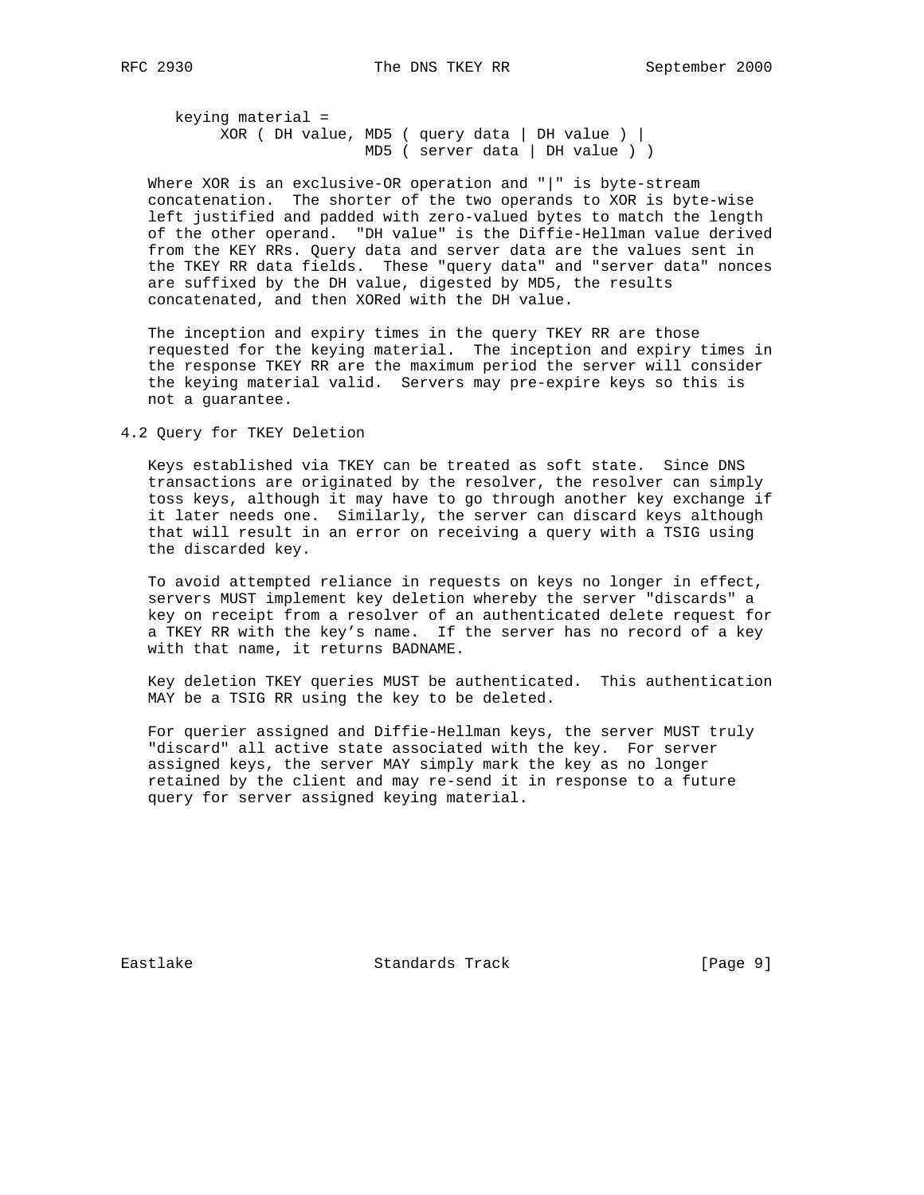```
keying material =
     XOR ( DH value, MD5 ( query data | DH value ) |
                     MD5 ( server data | DH value ) )
```

Where XOR is an exclusive-OR operation and "|" is byte-stream concatenation. The shorter of the two operands to XOR is byte-wise left justified and padded with zero-valued bytes to match the length of the other operand. "DH value" is the Diffie-Hellman value derived from the KEY RRs. Query data and server data are the values sent in the TKEY RR data fields. These "query data" and "server data" nonces are suffixed by the DH value, digested by MD5, the results concatenated, and then XORed with the DH value.

The inception and expiry times in the query TKEY RR are those requested for the keying material. The inception and expiry times in the response TKEY RR are the maximum period the server will consider the keying material valid. Servers may pre-expire keys so this is not a guarantee.

## 4.2 Query for TKEY Deletion

Keys established via TKEY can be treated as soft state. Since DNS transactions are originated by the resolver, the resolver can simply toss keys, although it may have to go through another key exchange if it later needs one. Similarly, the server can discard keys although that will result in an error on receiving a query with a TSIG using the discarded key.

To avoid attempted reliance in requests on keys no longer in effect, servers MUST implement key deletion whereby the server "discards" a key on receipt from a resolver of an authenticated delete request for a TKEY RR with the key's name. If the server has no record of a key with that name, it returns BADNAME.

Key deletion TKEY queries MUST be authenticated. This authentication MAY be a TSIG RR using the key to be deleted.

For querier assigned and Diffie-Hellman keys, the server MUST truly "discard" all active state associated with the key. For server assigned keys, the server MAY simply mark the key as no longer retained by the client and may re-send it in response to a future query for server assigned keying material.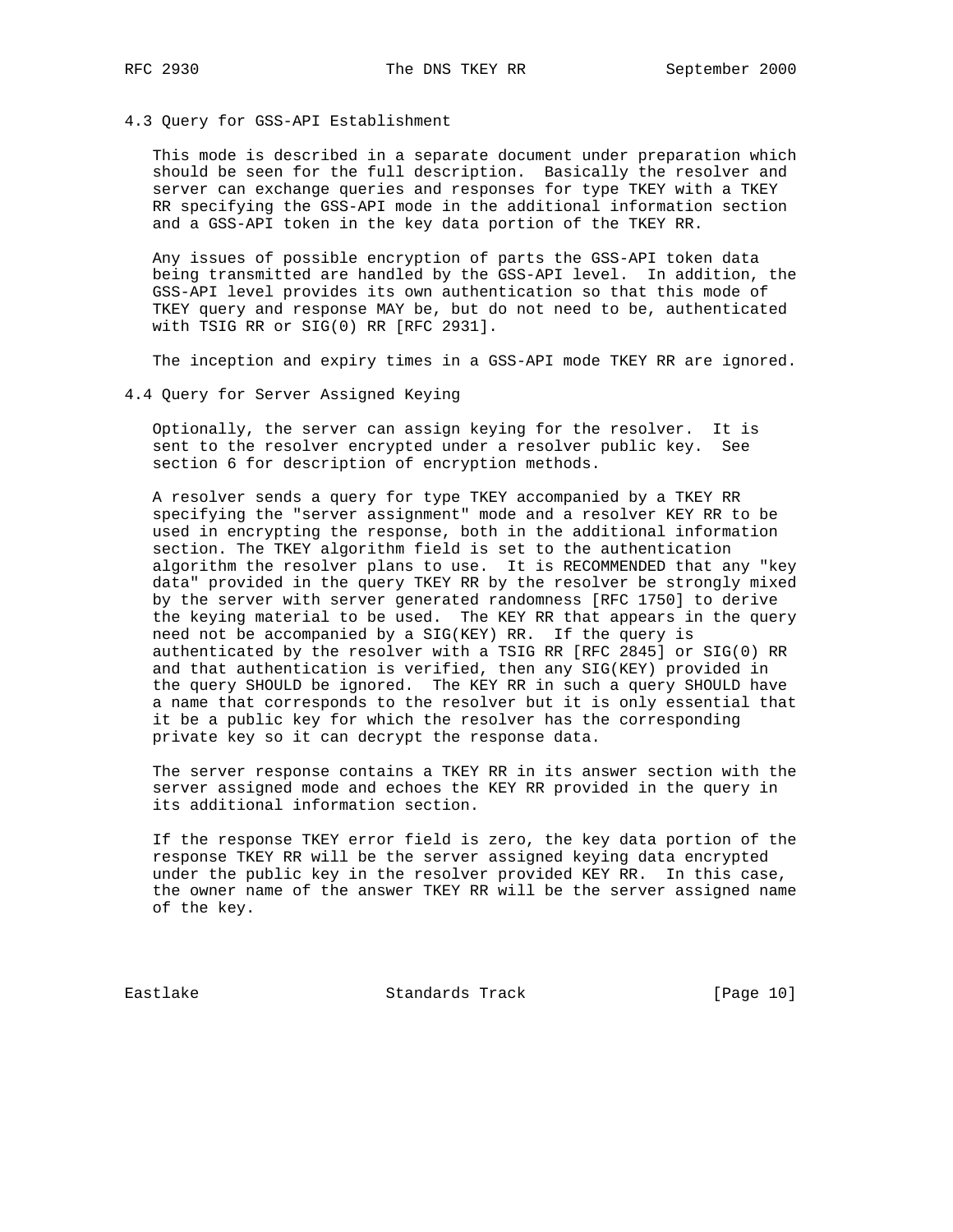### 4.3 Query for GSS-API Establishment

This mode is described in a separate document under preparation which should be seen for the full description. Basically the resolver and server can exchange queries and responses for type TKEY with a TKEY RR specifying the GSS-API mode in the additional information section and a GSS-API token in the key data portion of the TKEY RR.

Any issues of possible encryption of parts the GSS-API token data being transmitted are handled by the GSS-API level. In addition, the GSS-API level provides its own authentication so that this mode of TKEY query and response MAY be, but do not need to be, authenticated with TSIG RR or SIG(0) RR [RFC 2931].

The inception and expiry times in a GSS-API mode TKEY RR are ignored.

### 4.4 Query for Server Assigned Keying

Optionally, the server can assign keying for the resolver. It is sent to the resolver encrypted under a resolver public key. See section 6 for description of encryption methods.

A resolver sends a query for type TKEY accompanied by a TKEY RR specifying the "server assignment" mode and a resolver KEY RR to be used in encrypting the response, both in the additional information section. The TKEY algorithm field is set to the authentication algorithm the resolver plans to use. It is RECOMMENDED that any "key data" provided in the query TKEY RR by the resolver be strongly mixed by the server with server generated randomness [RFC 1750] to derive the keying material to be used. The KEY RR that appears in the query need not be accompanied by a SIG(KEY) RR. If the query is authenticated by the resolver with a TSIG RR [RFC 2845] or SIG(0) RR and that authentication is verified, then any SIG(KEY) provided in the query SHOULD be ignored. The KEY RR in such a query SHOULD have a name that corresponds to the resolver but it is only essential that it be a public key for which the resolver has the corresponding private key so it can decrypt the response data.

The server response contains a TKEY RR in its answer section with the server assigned mode and echoes the KEY RR provided in the query in its additional information section.

If the response TKEY error field is zero, the key data portion of the response TKEY RR will be the server assigned keying data encrypted under the public key in the resolver provided KEY RR. In this case, the owner name of the answer TKEY RR will be the server assigned name of the key.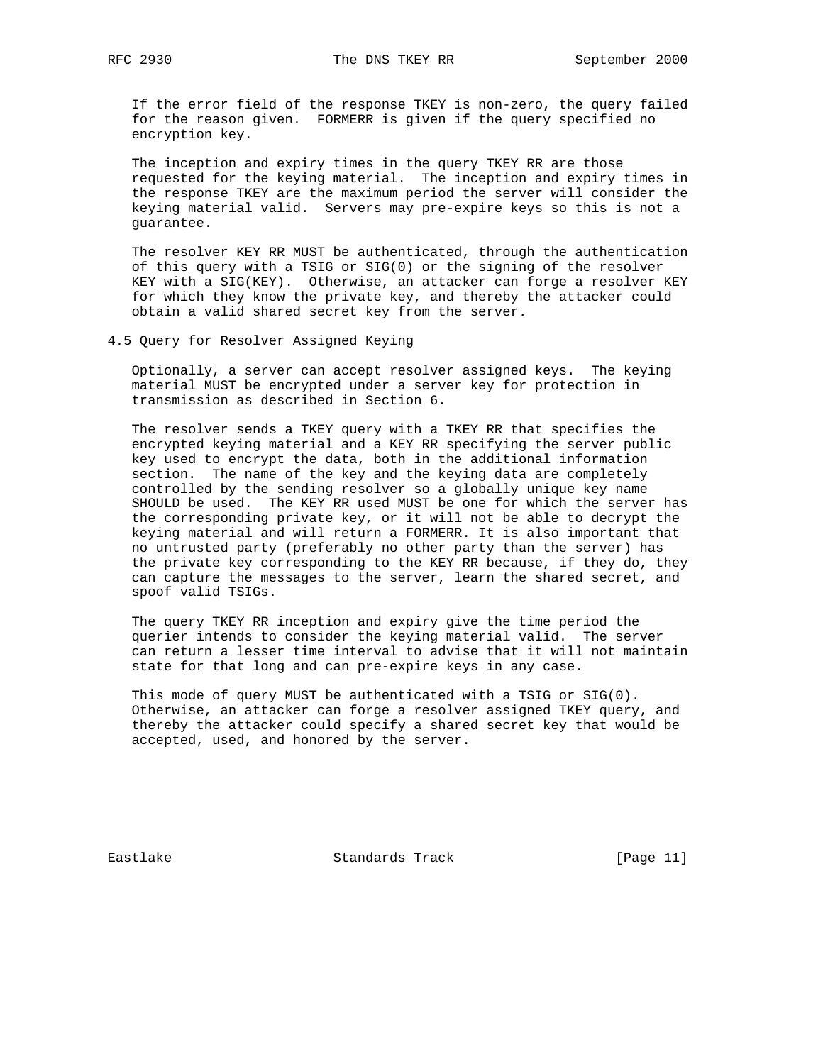If the error field of the response TKEY is non-zero, the query failed for the reason given. FORMERR is given if the query specified no encryption key.

The inception and expiry times in the query TKEY RR are those requested for the keying material. The inception and expiry times in the response TKEY are the maximum period the server will consider the keying material valid. Servers may pre-expire keys so this is not a guarantee.

The resolver KEY RR MUST be authenticated, through the authentication of this query with a TSIG or SIG(0) or the signing of the resolver KEY with a SIG(KEY). Otherwise, an attacker can forge a resolver KEY for which they know the private key, and thereby the attacker could obtain a valid shared secret key from the server.

### 4.5 Query for Resolver Assigned Keying

Optionally, a server can accept resolver assigned keys. The keying material MUST be encrypted under a server key for protection in transmission as described in Section 6.

The resolver sends a TKEY query with a TKEY RR that specifies the encrypted keying material and a KEY RR specifying the server public key used to encrypt the data, both in the additional information section. The name of the key and the keying data are completely controlled by the sending resolver so a globally unique key name SHOULD be used. The KEY RR used MUST be one for which the server has the corresponding private key, or it will not be able to decrypt the keying material and will return a FORMERR. It is also important that no untrusted party (preferably no other party than the server) has the private key corresponding to the KEY RR because, if they do, they can capture the messages to the server, learn the shared secret, and spoof valid TSIGs.

The query TKEY RR inception and expiry give the time period the querier intends to consider the keying material valid. The server can return a lesser time interval to advise that it will not maintain state for that long and can pre-expire keys in any case.

This mode of query MUST be authenticated with a TSIG or SIG(0). Otherwise, an attacker can forge a resolver assigned TKEY query, and thereby the attacker could specify a shared secret key that would be accepted, used, and honored by the server.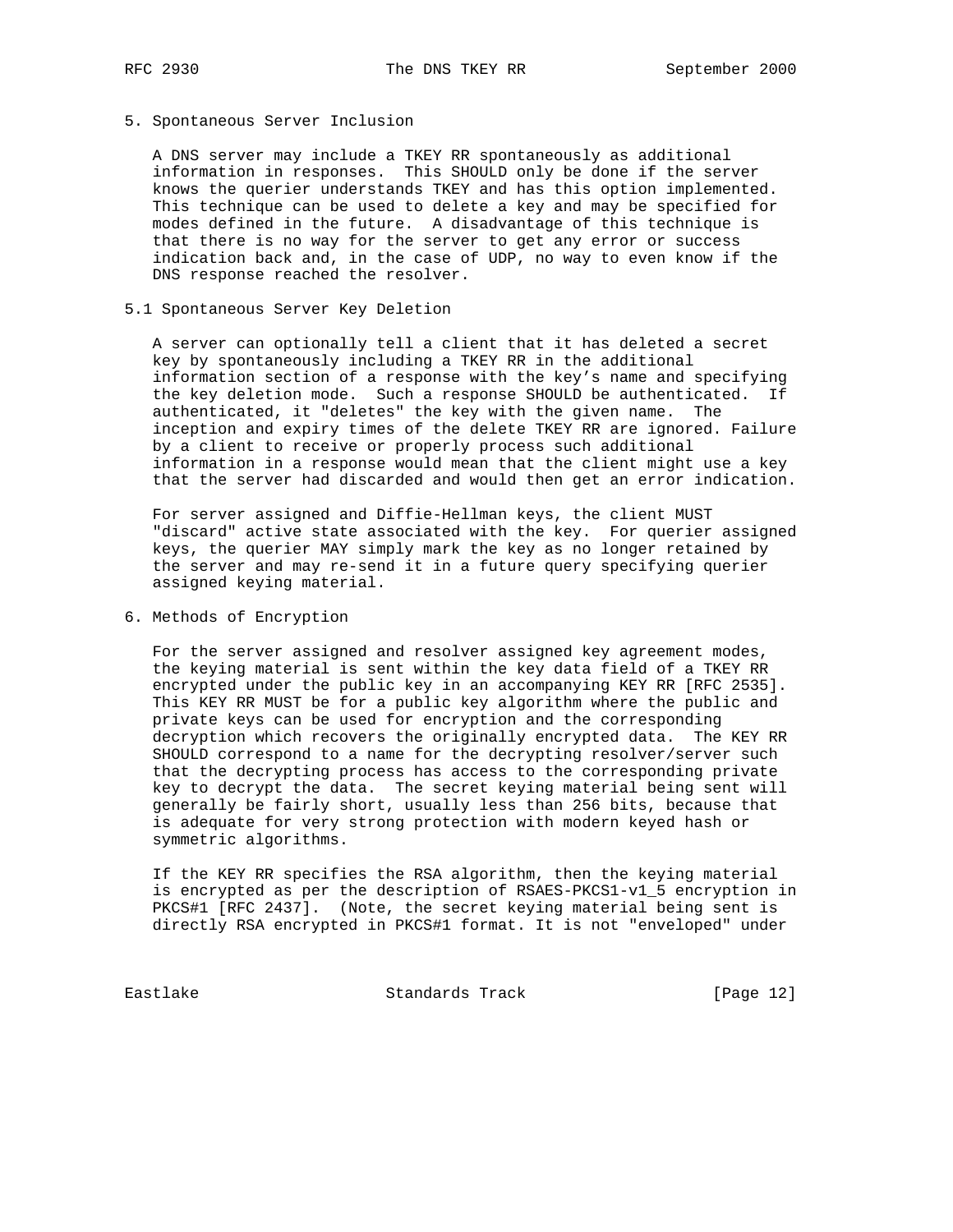## 5. Spontaneous Server Inclusion

A DNS server may include a TKEY RR spontaneously as additional information in responses. This SHOULD only be done if the server knows the querier understands TKEY and has this option implemented. This technique can be used to delete a key and may be specified for modes defined in the future. A disadvantage of this technique is that there is no way for the server to get any error or success indication back and, in the case of UDP, no way to even know if the DNS response reached the resolver.

### 5.1 Spontaneous Server Key Deletion

A server can optionally tell a client that it has deleted a secret key by spontaneously including a TKEY RR in the additional information section of a response with the key's name and specifying the key deletion mode. Such a response SHOULD be authenticated. If authenticated, it "deletes" the key with the given name. The inception and expiry times of the delete TKEY RR are ignored. Failure by a client to receive or properly process such additional information in a response would mean that the client might use a key that the server had discarded and would then get an error indication.

For server assigned and Diffie-Hellman keys, the client MUST "discard" active state associated with the key. For querier assigned keys, the querier MAY simply mark the key as no longer retained by the server and may re-send it in a future query specifying querier assigned keying material.

## 6. Methods of Encryption

For the server assigned and resolver assigned key agreement modes, the keying material is sent within the key data field of a TKEY RR encrypted under the public key in an accompanying KEY RR [RFC 2535]. This KEY RR MUST be for a public key algorithm where the public and private keys can be used for encryption and the corresponding decryption which recovers the originally encrypted data. The KEY RR SHOULD correspond to a name for the decrypting resolver/server such that the decrypting process has access to the corresponding private key to decrypt the data. The secret keying material being sent will generally be fairly short, usually less than 256 bits, because that is adequate for very strong protection with modern keyed hash or symmetric algorithms.

If the KEY RR specifies the RSA algorithm, then the keying material is encrypted as per the description of RSAES-PKCS1-v1_5 encryption in PKCS#1 [RFC 2437]. (Note, the secret keying material being sent is directly RSA encrypted in PKCS#1 format. It is not "enveloped" under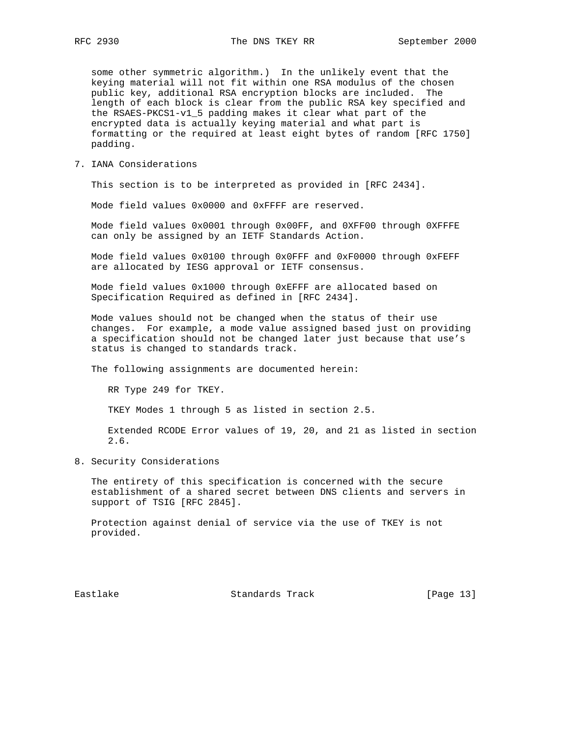some other symmetric algorithm.) In the unlikely event that the keying material will not fit within one RSA modulus of the chosen public key, additional RSA encryption blocks are included. The length of each block is clear from the public RSA key specified and the RSAES-PKCS1-v1_5 padding makes it clear what part of the encrypted data is actually keying material and what part is formatting or the required at least eight bytes of random [RFC 1750] padding.

## 7. IANA Considerations

This section is to be interpreted as provided in [RFC 2434].

Mode field values 0x0000 and 0xFFFF are reserved.

Mode field values 0x0001 through 0x00FF, and 0XFF00 through 0XFFFE can only be assigned by an IETF Standards Action.

Mode field values 0x0100 through 0x0FFF and 0xF0000 through 0xFEFF are allocated by IESG approval or IETF consensus.

Mode field values 0x1000 through 0xEFFF are allocated based on Specification Required as defined in [RFC 2434].

Mode values should not be changed when the status of their use changes. For example, a mode value assigned based just on providing a specification should not be changed later just because that use's status is changed to standards track.

The following assignments are documented herein:

RR Type 249 for TKEY.

TKEY Modes 1 through 5 as listed in section 2.5.

Extended RCODE Error values of 19, 20, and 21 as listed in section 2.6.

## 8. Security Considerations

The entirety of this specification is concerned with the secure establishment of a shared secret between DNS clients and servers in support of TSIG [RFC 2845].

Protection against denial of service via the use of TKEY is not provided.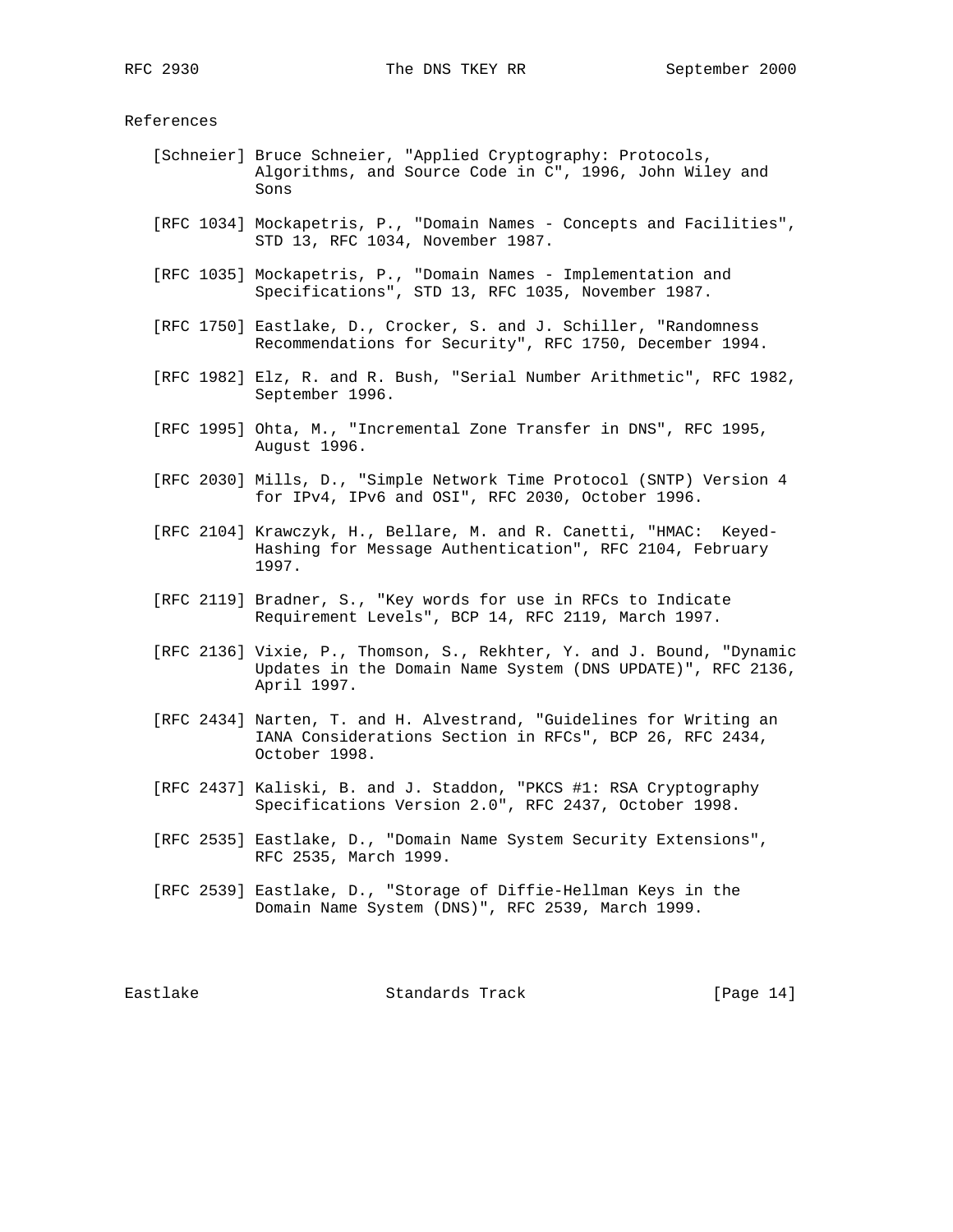# References

[Schneier] Bruce Schneier, "Applied Cryptography: Protocols, Algorithms, and Source Code in C", 1996, John Wiley and Sons

[RFC 1034] Mockapetris, P., "Domain Names - Concepts and Facilities", STD 13, RFC 1034, November 1987.

[RFC 1035] Mockapetris, P., "Domain Names - Implementation and Specifications", STD 13, RFC 1035, November 1987.

[RFC 1750] Eastlake, D., Crocker, S. and J. Schiller, "Randomness Recommendations for Security", RFC 1750, December 1994.

[RFC 1982] Elz, R. and R. Bush, "Serial Number Arithmetic", RFC 1982, September 1996.

[RFC 1995] Ohta, M., "Incremental Zone Transfer in DNS", RFC 1995, August 1996.

[RFC 2030] Mills, D., "Simple Network Time Protocol (SNTP) Version 4 for IPv4, IPv6 and OSI", RFC 2030, October 1996.

[RFC 2104] Krawczyk, H., Bellare, M. and R. Canetti, "HMAC: Keyed-Hashing for Message Authentication", RFC 2104, February 1997.

[RFC 2119] Bradner, S., "Key words for use in RFCs to Indicate Requirement Levels", BCP 14, RFC 2119, March 1997.

[RFC 2136] Vixie, P., Thomson, S., Rekhter, Y. and J. Bound, "Dynamic Updates in the Domain Name System (DNS UPDATE)", RFC 2136, April 1997.

[RFC 2434] Narten, T. and H. Alvestrand, "Guidelines for Writing an IANA Considerations Section in RFCs", BCP 26, RFC 2434, October 1998.

[RFC 2437] Kaliski, B. and J. Staddon, "PKCS #1: RSA Cryptography Specifications Version 2.0", RFC 2437, October 1998.

[RFC 2535] Eastlake, D., "Domain Name System Security Extensions", RFC 2535, March 1999.

[RFC 2539] Eastlake, D., "Storage of Diffie-Hellman Keys in the Domain Name System (DNS)", RFC 2539, March 1999.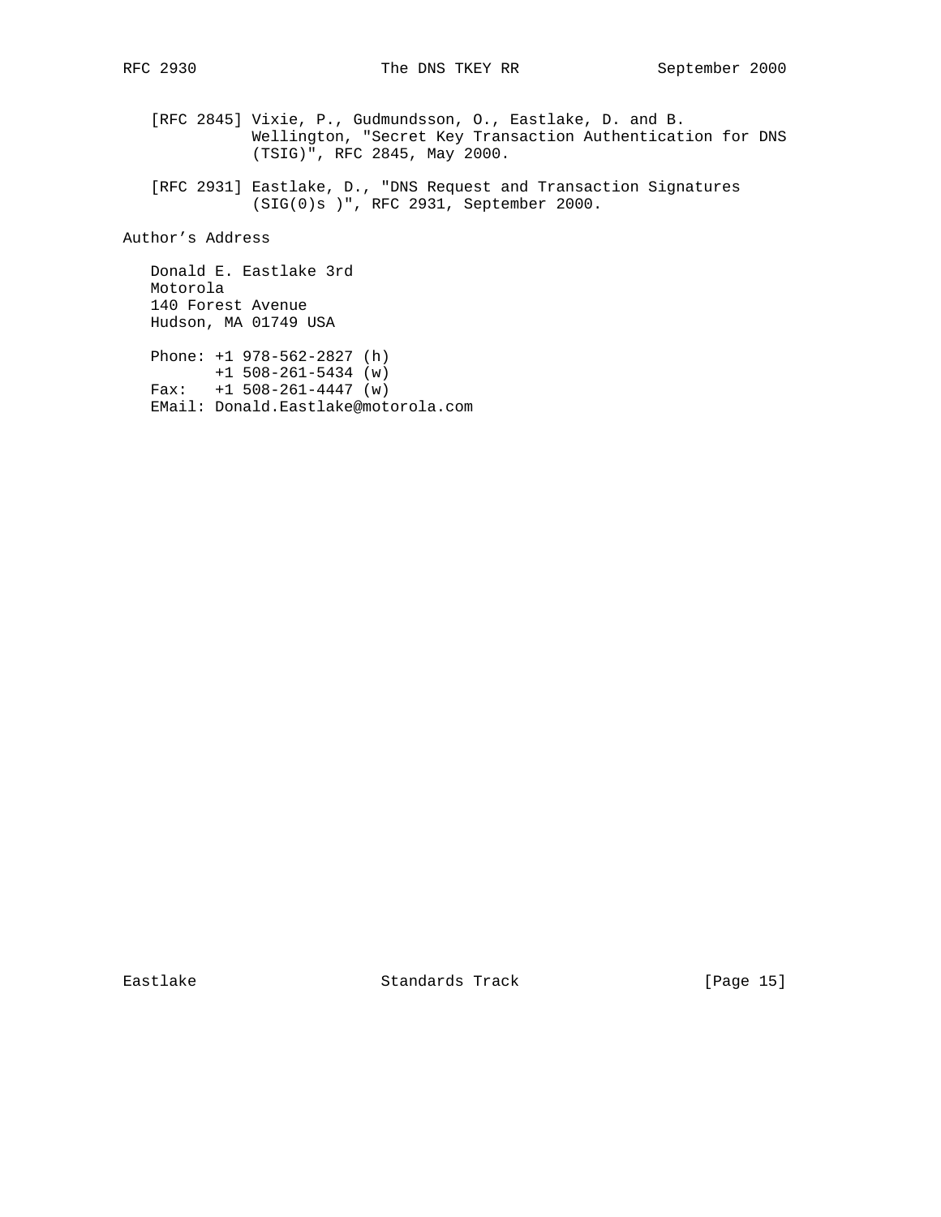[RFC 2845] Vixie, P., Gudmundsson, O., Eastlake, D. and B. Wellington, "Secret Key Transaction Authentication for DNS (TSIG)", RFC 2845, May 2000.

[RFC 2931] Eastlake, D., "DNS Request and Transaction Signatures (SIG(0)s )", RFC 2931, September 2000.

## Author's Address

Donald E. Eastlake 3rd
Motorola
140 Forest Avenue
Hudson, MA 01749 USA

Phone: +1 978-562-2827 (h)
       +1 508-261-5434 (w)
Fax:   +1 508-261-4447 (w)
EMail: Donald.Eastlake@motorola.com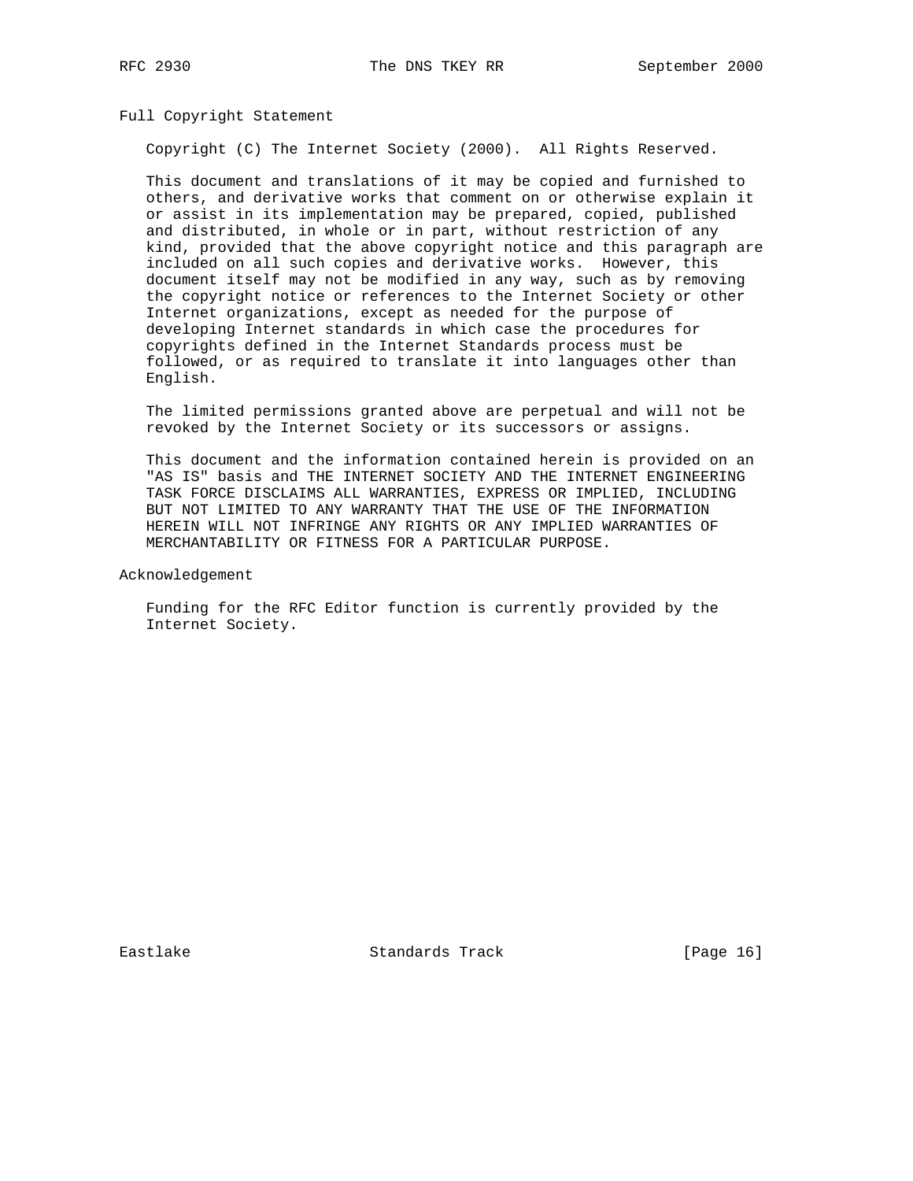## Full Copyright Statement

Copyright (C) The Internet Society (2000). All Rights Reserved.

This document and translations of it may be copied and furnished to others, and derivative works that comment on or otherwise explain it or assist in its implementation may be prepared, copied, published and distributed, in whole or in part, without restriction of any kind, provided that the above copyright notice and this paragraph are included on all such copies and derivative works. However, this document itself may not be modified in any way, such as by removing the copyright notice or references to the Internet Society or other Internet organizations, except as needed for the purpose of developing Internet standards in which case the procedures for copyrights defined in the Internet Standards process must be followed, or as required to translate it into languages other than English.

The limited permissions granted above are perpetual and will not be revoked by the Internet Society or its successors or assigns.

This document and the information contained herein is provided on an "AS IS" basis and THE INTERNET SOCIETY AND THE INTERNET ENGINEERING TASK FORCE DISCLAIMS ALL WARRANTIES, EXPRESS OR IMPLIED, INCLUDING BUT NOT LIMITED TO ANY WARRANTY THAT THE USE OF THE INFORMATION HEREIN WILL NOT INFRINGE ANY RIGHTS OR ANY IMPLIED WARRANTIES OF MERCHANTABILITY OR FITNESS FOR A PARTICULAR PURPOSE.

## Acknowledgement

Funding for the RFC Editor function is currently provided by the Internet Society.